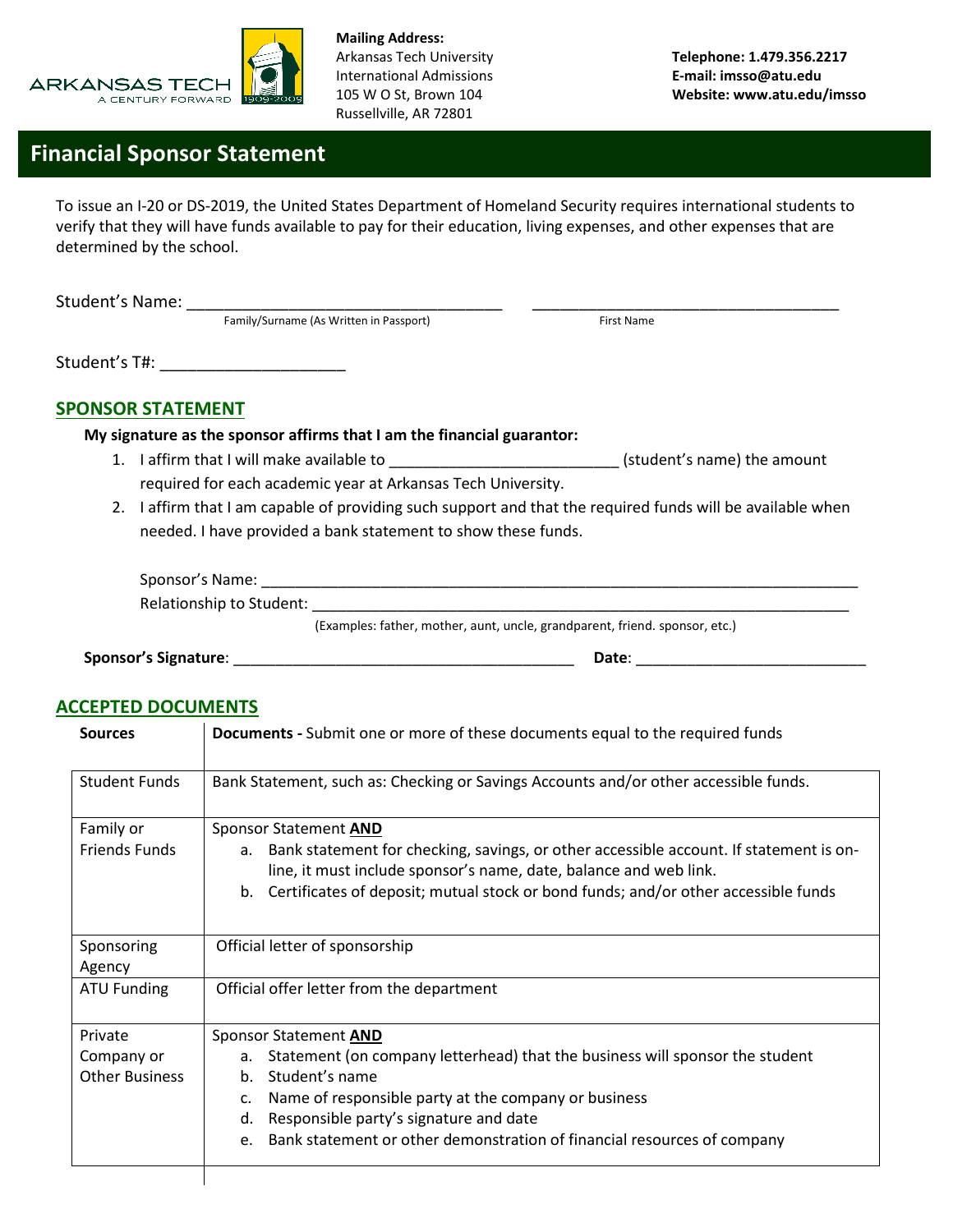**Mailing Address:**
Arkansas Tech University
International Admissions
105 W O St, Brown 104
Russellville, AR 72801

**Telephone: 1.479.356.2217**
**E-mail: imsso@atu.edu**
**Website: www.atu.edu/imsso**

# Financial Sponsor Statement

To issue an I-20 or DS-2019, the United States Department of Homeland Security requires international students to verify that they will have funds available to pay for their education, living expenses, and other expenses that are determined by the school.

Student's Name: ___________________________________ ___________________________________
Family/Surname (As Written in Passport) First Name

Student's T#: ____________________

## SPONSOR STATEMENT

**My signature as the sponsor affirms that I am the financial guarantor:**

1. I affirm that I will make available to __________________________ (student's name) the amount required for each academic year at Arkansas Tech University.
2. I affirm that I am capable of providing such support and that the required funds will be available when needed. I have provided a bank statement to show these funds.

Sponsor's Name: ___________________________________________________________________________

Relationship to Student: ____________________________________________________________________
(Examples: father, mother, aunt, uncle, grandparent, friend. sponsor, etc.)

**Sponsor's Signature**: ________________________________________ **Date**: ___________________________

## ACCEPTED DOCUMENTS

| Sources | **Documents -** Submit one or more of these documents equal to the required funds |
|---|---|
| Student Funds | Bank Statement, such as: Checking or Savings Accounts and/or other accessible funds. |
| Family or Friends Funds | Sponsor Statement **AND**<br>a. Bank statement for checking, savings, or other accessible account. If statement is on-line, it must include sponsor's name, date, balance and web link.<br>b. Certificates of deposit; mutual stock or bond funds; and/or other accessible funds |
| Sponsoring Agency | Official letter of sponsorship |
| ATU Funding | Official offer letter from the department |
| Private Company or Other Business | Sponsor Statement **AND**<br>a. Statement (on company letterhead) that the business will sponsor the student<br>b. Student's name<br>c. Name of responsible party at the company or business<br>d. Responsible party's signature and date<br>e. Bank statement or other demonstration of financial resources of company |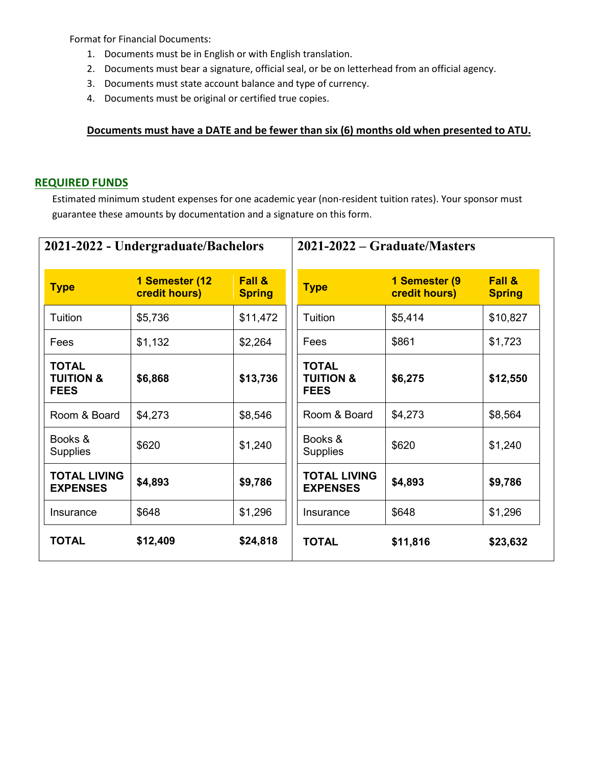Format for Financial Documents:

1. Documents must be in English or with English translation.
2. Documents must bear a signature, official seal, or be on letterhead from an official agency.
3. Documents must state account balance and type of currency.
4. Documents must be original or certified true copies.

**Documents must have a DATE and be fewer than six (6) months old when presented to ATU.**

## REQUIRED FUNDS

Estimated minimum student expenses for one academic year (non-resident tuition rates). Your sponsor must guarantee these amounts by documentation and a signature on this form.

### 2021-2022 - Undergraduate/Bachelors

| Type | 1 Semester (12 credit hours) | Fall & Spring |
|---|---|---|
| Tuition | $5,736 | $11,472 |
| Fees | $1,132 | $2,264 |
| **TOTAL TUITION & FEES** | **$6,868** | **$13,736** |
| Room & Board | $4,273 | $8,546 |
| Books & Supplies | $620 | $1,240 |
| **TOTAL LIVING EXPENSES** | **$4,893** | **$9,786** |
| Insurance | $648 | $1,296 |
| **TOTAL** | **$12,409** | **$24,818** |

### 2021-2022 – Graduate/Masters

| Type | 1 Semester (9 credit hours) | Fall & Spring |
|---|---|---|
| Tuition | $5,414 | $10,827 |
| Fees | $861 | $1,723 |
| **TOTAL TUITION & FEES** | **$6,275** | **$12,550** |
| Room & Board | $4,273 | $8,564 |
| Books & Supplies | $620 | $1,240 |
| **TOTAL LIVING EXPENSES** | **$4,893** | **$9,786** |
| Insurance | $648 | $1,296 |
| **TOTAL** | **$11,816** | **$23,632** |